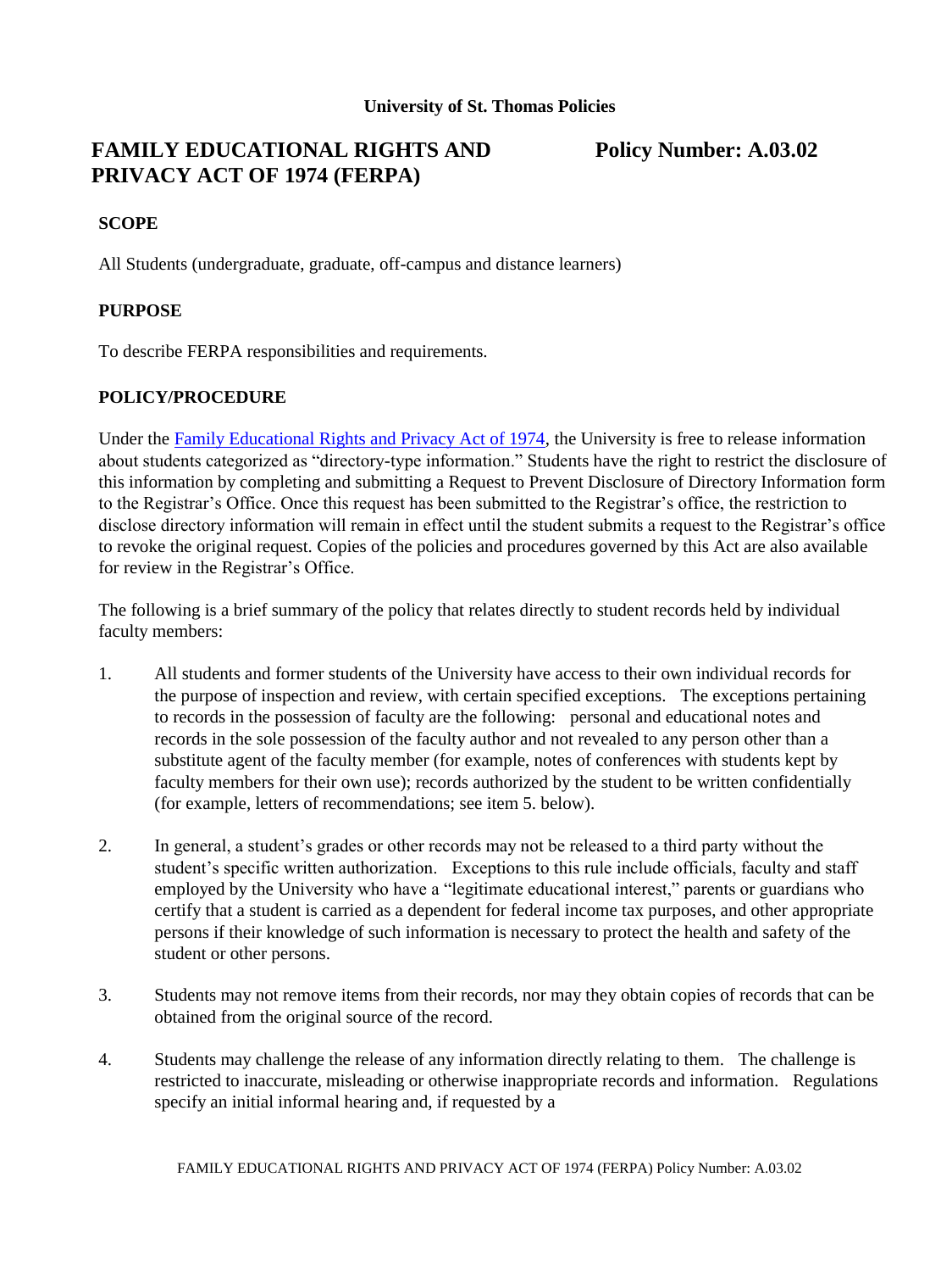**University of St. Thomas Policies**

# FAMILY EDUCATIONAL RIGHTS AND PRIVACY ACT OF 1974 (FERPA)

**Policy Number: A.03.02**

## SCOPE

All Students (undergraduate, graduate, off-campus and distance learners)

## PURPOSE

To describe FERPA responsibilities and requirements.

## POLICY/PROCEDURE

Under the [Family Educational Rights and Privacy Act of 1974](), the University is free to release information about students categorized as "directory-type information." Students have the right to restrict the disclosure of this information by completing and submitting a Request to Prevent Disclosure of Directory Information form to the Registrar's Office. Once this request has been submitted to the Registrar's office, the restriction to disclose directory information will remain in effect until the student submits a request to the Registrar's office to revoke the original request. Copies of the policies and procedures governed by this Act are also available for review in the Registrar's Office.

The following is a brief summary of the policy that relates directly to student records held by individual faculty members:

1. All students and former students of the University have access to their own individual records for the purpose of inspection and review, with certain specified exceptions. The exceptions pertaining to records in the possession of faculty are the following: personal and educational notes and records in the sole possession of the faculty author and not revealed to any person other than a substitute agent of the faculty member (for example, notes of conferences with students kept by faculty members for their own use); records authorized by the student to be written confidentially (for example, letters of recommendations; see item 5. below).

2. In general, a student's grades or other records may not be released to a third party without the student's specific written authorization. Exceptions to this rule include officials, faculty and staff employed by the University who have a "legitimate educational interest," parents or guardians who certify that a student is carried as a dependent for federal income tax purposes, and other appropriate persons if their knowledge of such information is necessary to protect the health and safety of the student or other persons.

3. Students may not remove items from their records, nor may they obtain copies of records that can be obtained from the original source of the record.

4. Students may challenge the release of any information directly relating to them. The challenge is restricted to inaccurate, misleading or otherwise inappropriate records and information. Regulations specify an initial informal hearing and, if requested by a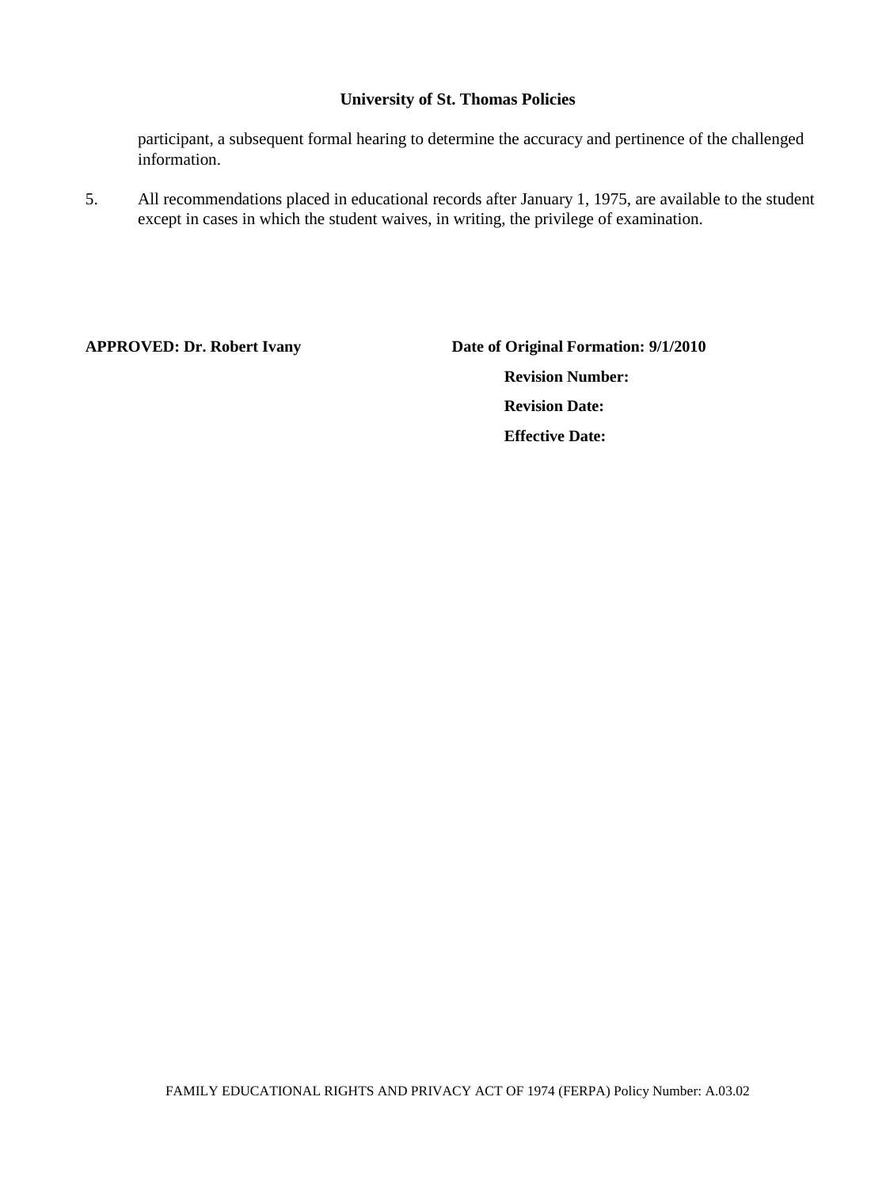participant, a subsequent formal hearing to determine the accuracy and pertinence of the challenged information.

5. All recommendations placed in educational records after January 1, 1975, are available to the student except in cases in which the student waives, in writing, the privilege of examination.

**APPROVED: Dr. Robert Ivany**

**Date of Original Formation: 9/1/2010**

**Revision Number:**

**Revision Date:**

**Effective Date:**